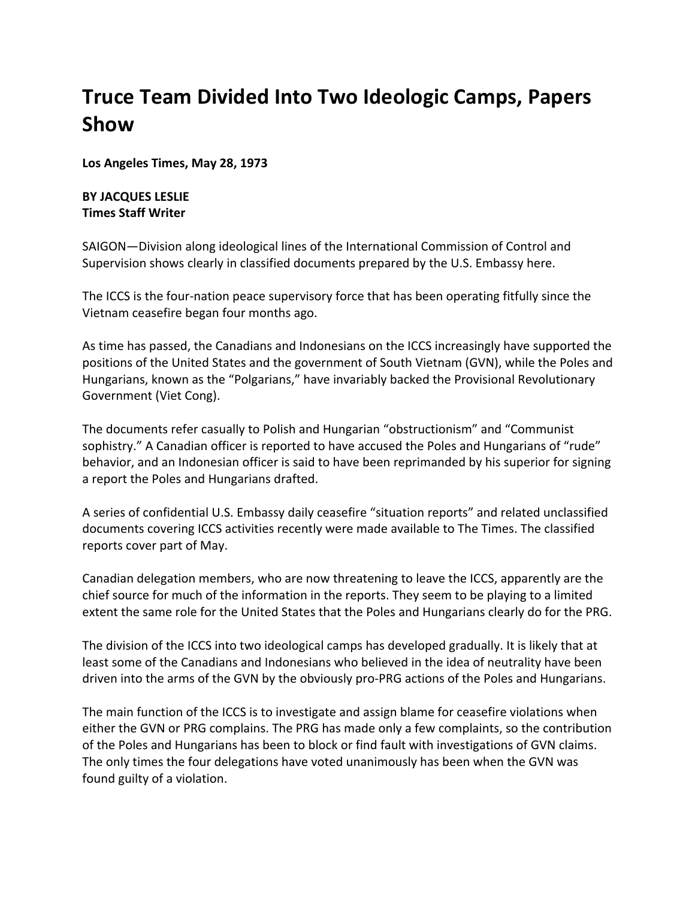# Truce Team Divided Into Two Ideologic Camps, Papers Show

**Los Angeles Times, May 28, 1973**

**BY JACQUES LESLIE**
**Times Staff Writer**

SAIGON—Division along ideological lines of the International Commission of Control and Supervision shows clearly in classified documents prepared by the U.S. Embassy here.

The ICCS is the four-nation peace supervisory force that has been operating fitfully since the Vietnam ceasefire began four months ago.

As time has passed, the Canadians and Indonesians on the ICCS increasingly have supported the positions of the United States and the government of South Vietnam (GVN), while the Poles and Hungarians, known as the "Polgarians," have invariably backed the Provisional Revolutionary Government (Viet Cong).

The documents refer casually to Polish and Hungarian "obstructionism" and "Communist sophistry." A Canadian officer is reported to have accused the Poles and Hungarians of "rude" behavior, and an Indonesian officer is said to have been reprimanded by his superior for signing a report the Poles and Hungarians drafted.

A series of confidential U.S. Embassy daily ceasefire "situation reports" and related unclassified documents covering ICCS activities recently were made available to The Times. The classified reports cover part of May.

Canadian delegation members, who are now threatening to leave the ICCS, apparently are the chief source for much of the information in the reports. They seem to be playing to a limited extent the same role for the United States that the Poles and Hungarians clearly do for the PRG.

The division of the ICCS into two ideological camps has developed gradually. It is likely that at least some of the Canadians and Indonesians who believed in the idea of neutrality have been driven into the arms of the GVN by the obviously pro-PRG actions of the Poles and Hungarians.

The main function of the ICCS is to investigate and assign blame for ceasefire violations when either the GVN or PRG complains. The PRG has made only a few complaints, so the contribution of the Poles and Hungarians has been to block or find fault with investigations of GVN claims. The only times the four delegations have voted unanimously has been when the GVN was found guilty of a violation.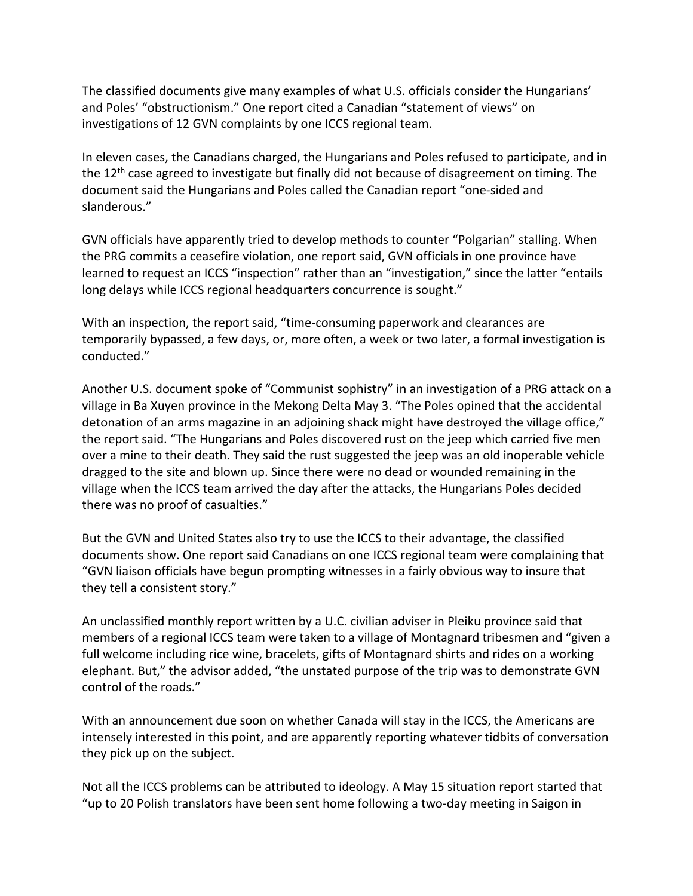The classified documents give many examples of what U.S. officials consider the Hungarians' and Poles' "obstructionism." One report cited a Canadian "statement of views" on investigations of 12 GVN complaints by one ICCS regional team.

In eleven cases, the Canadians charged, the Hungarians and Poles refused to participate, and in the 12th case agreed to investigate but finally did not because of disagreement on timing. The document said the Hungarians and Poles called the Canadian report "one-sided and slanderous."

GVN officials have apparently tried to develop methods to counter "Polgarian" stalling. When the PRG commits a ceasefire violation, one report said, GVN officials in one province have learned to request an ICCS "inspection" rather than an "investigation," since the latter "entails long delays while ICCS regional headquarters concurrence is sought."

With an inspection, the report said, "time-consuming paperwork and clearances are temporarily bypassed, a few days, or, more often, a week or two later, a formal investigation is conducted."

Another U.S. document spoke of "Communist sophistry" in an investigation of a PRG attack on a village in Ba Xuyen province in the Mekong Delta May 3. "The Poles opined that the accidental detonation of an arms magazine in an adjoining shack might have destroyed the village office," the report said. "The Hungarians and Poles discovered rust on the jeep which carried five men over a mine to their death. They said the rust suggested the jeep was an old inoperable vehicle dragged to the site and blown up. Since there were no dead or wounded remaining in the village when the ICCS team arrived the day after the attacks, the Hungarians Poles decided there was no proof of casualties."

But the GVN and United States also try to use the ICCS to their advantage, the classified documents show. One report said Canadians on one ICCS regional team were complaining that "GVN liaison officials have begun prompting witnesses in a fairly obvious way to insure that they tell a consistent story."

An unclassified monthly report written by a U.C. civilian adviser in Pleiku province said that members of a regional ICCS team were taken to a village of Montagnard tribesmen and "given a full welcome including rice wine, bracelets, gifts of Montagnard shirts and rides on a working elephant. But," the advisor added, "the unstated purpose of the trip was to demonstrate GVN control of the roads."

With an announcement due soon on whether Canada will stay in the ICCS, the Americans are intensely interested in this point, and are apparently reporting whatever tidbits of conversation they pick up on the subject.

Not all the ICCS problems can be attributed to ideology. A May 15 situation report started that "up to 20 Polish translators have been sent home following a two-day meeting in Saigon in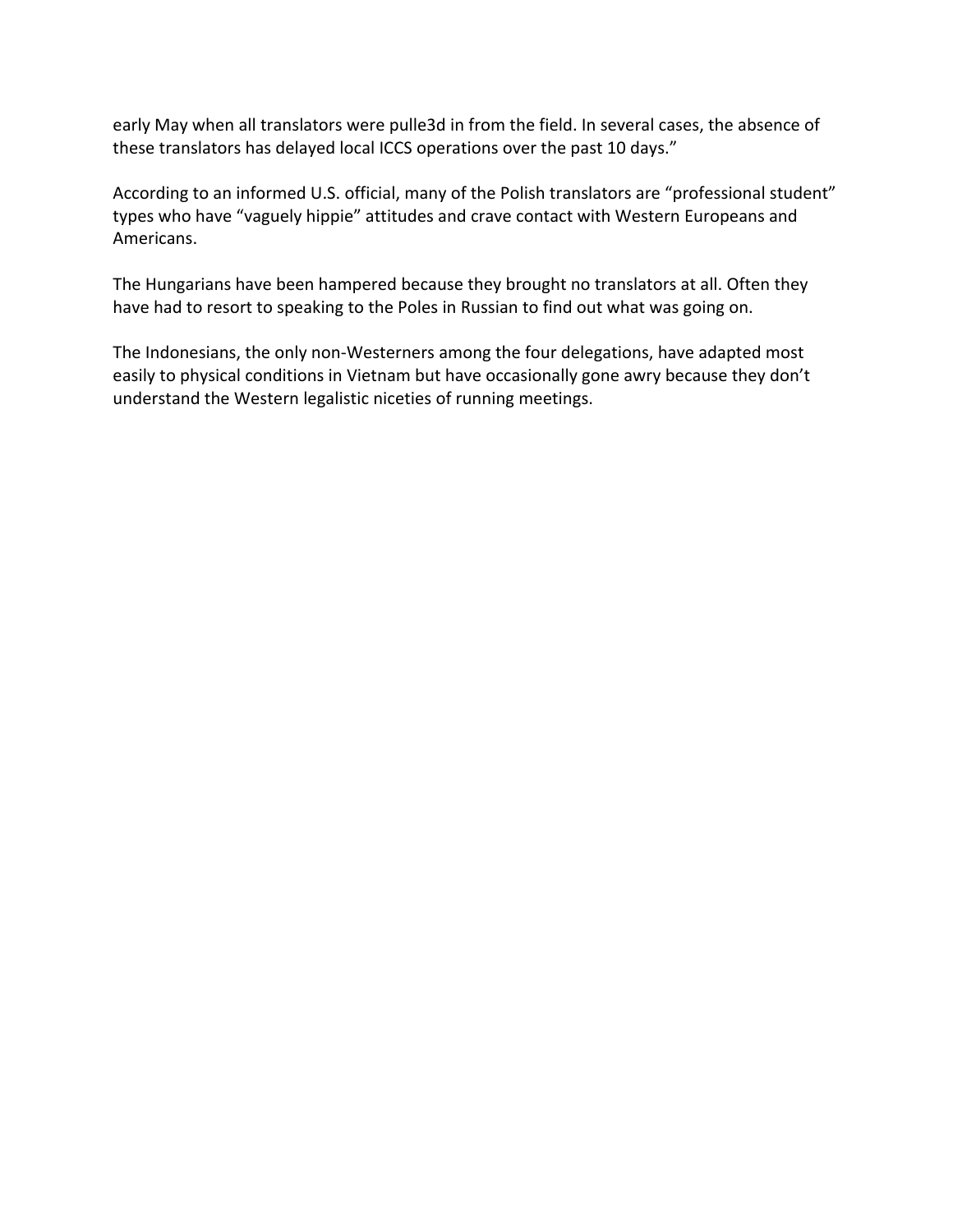early May when all translators were pulle3d in from the field. In several cases, the absence of these translators has delayed local ICCS operations over the past 10 days."

According to an informed U.S. official, many of the Polish translators are "professional student" types who have "vaguely hippie" attitudes and crave contact with Western Europeans and Americans.

The Hungarians have been hampered because they brought no translators at all. Often they have had to resort to speaking to the Poles in Russian to find out what was going on.

The Indonesians, the only non-Westerners among the four delegations, have adapted most easily to physical conditions in Vietnam but have occasionally gone awry because they don't understand the Western legalistic niceties of running meetings.